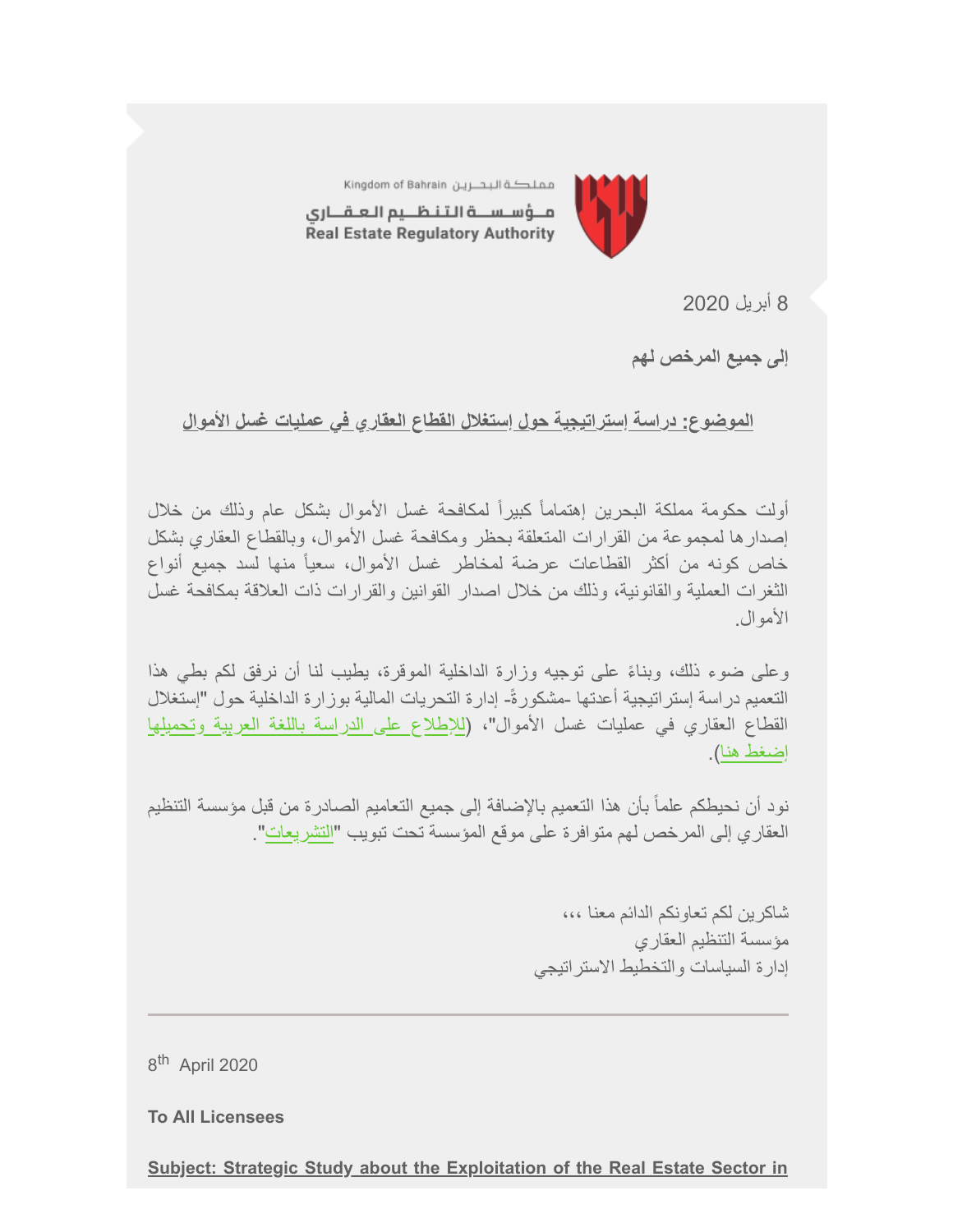Kingdom of Bahrain مملكة البحرين

مؤسسة التنظيم العقاري

Real Estate Regulatory Authority

8 أبريل 2020

**إلى جميع المرخص لهم**

**<u>الموضوع: دراسة إستراتيجية حول إستغلال القطاع العقاري في عمليات غسل الأموال</u>**

أولت حكومة مملكة البحرين إهتماماً كبيراً لمكافحة غسل الأموال بشكل عام وذلك من خلال إصدارها لمجموعة من القرارات المتعلقة بحظر ومكافحة غسل الأموال، وبالقطاع العقاري بشكل خاص كونه من أكثر القطاعات عرضة لمخاطر غسل الأموال، سعياً منها لسد جميع أنواع الثغرات العملية والقانونية، وذلك من خلال اصدار القوانين والقرارات ذات العلاقة بمكافحة غسل الأموال.

وعلى ضوء ذلك، وبناءً على توجيه وزارة الداخلية الموقرة، يطيب لنا أن نرفق لكم بطي هذا التعميم دراسة إستراتيجية أعدتها -مشكورةً- إدارة التحريات المالية بوزارة الداخلية حول "إستغلال القطاع العقاري في عمليات غسل الأموال"، (<u>للإطلاع على الدراسة باللغة العربية وتحميلها إضغط هنا</u>).

نود أن نحيطكم علماً بأن هذا التعميم بالإضافة إلى جميع التعاميم الصادرة من قبل مؤسسة التنظيم العقاري إلى المرخص لهم متوافرة على موقع المؤسسة تحت تبويب "<u>التشريعات</u>".

شاكرين لكم تعاونكم الدائم معنا ،،،

مؤسسة التنظيم العقاري

إدارة السياسات والتخطيط الاستراتيجي

---

8th April 2020

**To All Licensees**

**<u>Subject: Strategic Study about the Exploitation of the Real Estate Sector in</u>**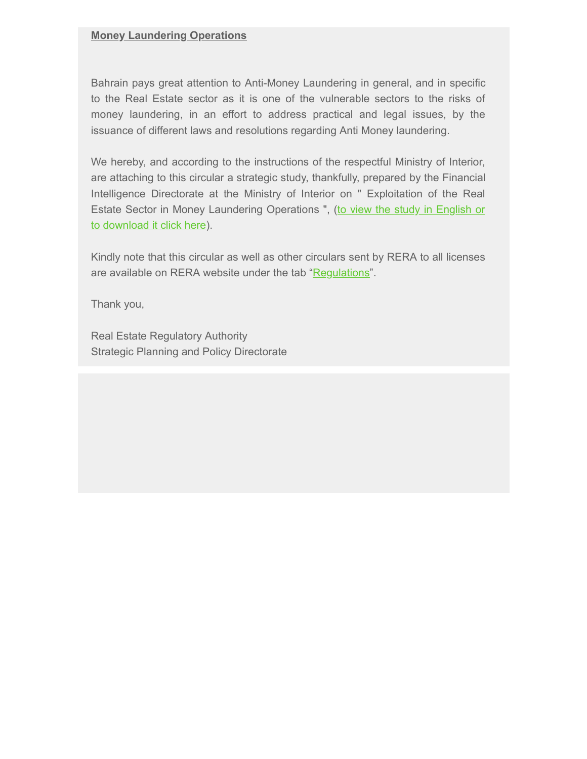**Money Laundering Operations**

Bahrain pays great attention to Anti-Money Laundering in general, and in specific to the Real Estate sector as it is one of the vulnerable sectors to the risks of money laundering, in an effort to address practical and legal issues, by the issuance of different laws and resolutions regarding Anti Money laundering.

We hereby, and according to the instructions of the respectful Ministry of Interior, are attaching to this circular a strategic study, thankfully, prepared by the Financial Intelligence Directorate at the Ministry of Interior on " Exploitation of the Real Estate Sector in Money Laundering Operations ", (to view the study in English or to download it click here).

Kindly note that this circular as well as other circulars sent by RERA to all licenses are available on RERA website under the tab "Regulations".

Thank you,

Real Estate Regulatory Authority
Strategic Planning and Policy Directorate